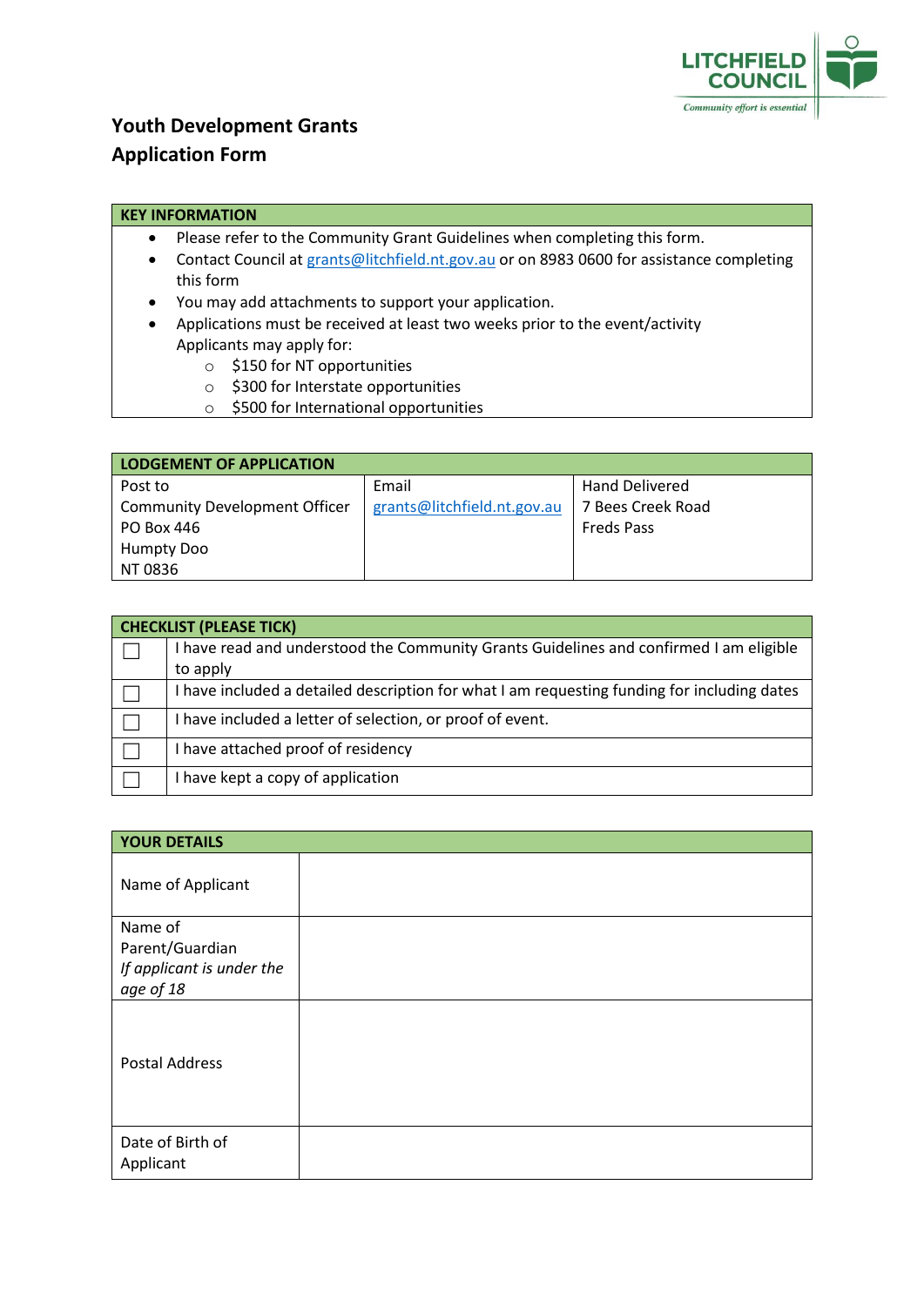LITCHFIELD COUNCIL
*Community effort is essential*

# Youth Development Grants
# Application Form

| KEY INFORMATION |
| --- |
| • Please refer to the Community Grant Guidelines when completing this form.<br>• Contact Council at grants@litchfield.nt.gov.au or on 8983 0600 for assistance completing this form<br>• You may add attachments to support your application.<br>• Applications must be received at least two weeks prior to the event/activity<br>Applicants may apply for:<br>○ $150 for NT opportunities<br>○ $300 for Interstate opportunities<br>○ $500 for International opportunities |

| LODGEMENT OF APPLICATION | | |
| --- | --- | --- |
| Post to<br>Community Development Officer<br>PO Box 446<br>Humpty Doo<br>NT 0836 | Email<br>grants@litchfield.nt.gov.au | Hand Delivered<br>7 Bees Creek Road<br>Freds Pass |

| CHECKLIST (PLEASE TICK) | |
| --- | --- |
| ☐ | I have read and understood the Community Grants Guidelines and confirmed I am eligible to apply |
| ☐ | I have included a detailed description for what I am requesting funding for including dates |
| ☐ | I have included a letter of selection, or proof of event. |
| ☐ | I have attached proof of residency |
| ☐ | I have kept a copy of application |

| YOUR DETAILS | |
| --- | --- |
| Name of Applicant | |
| Name of Parent/Guardian *If applicant is under the age of 18* | |
| Postal Address | |
| Date of Birth of Applicant | |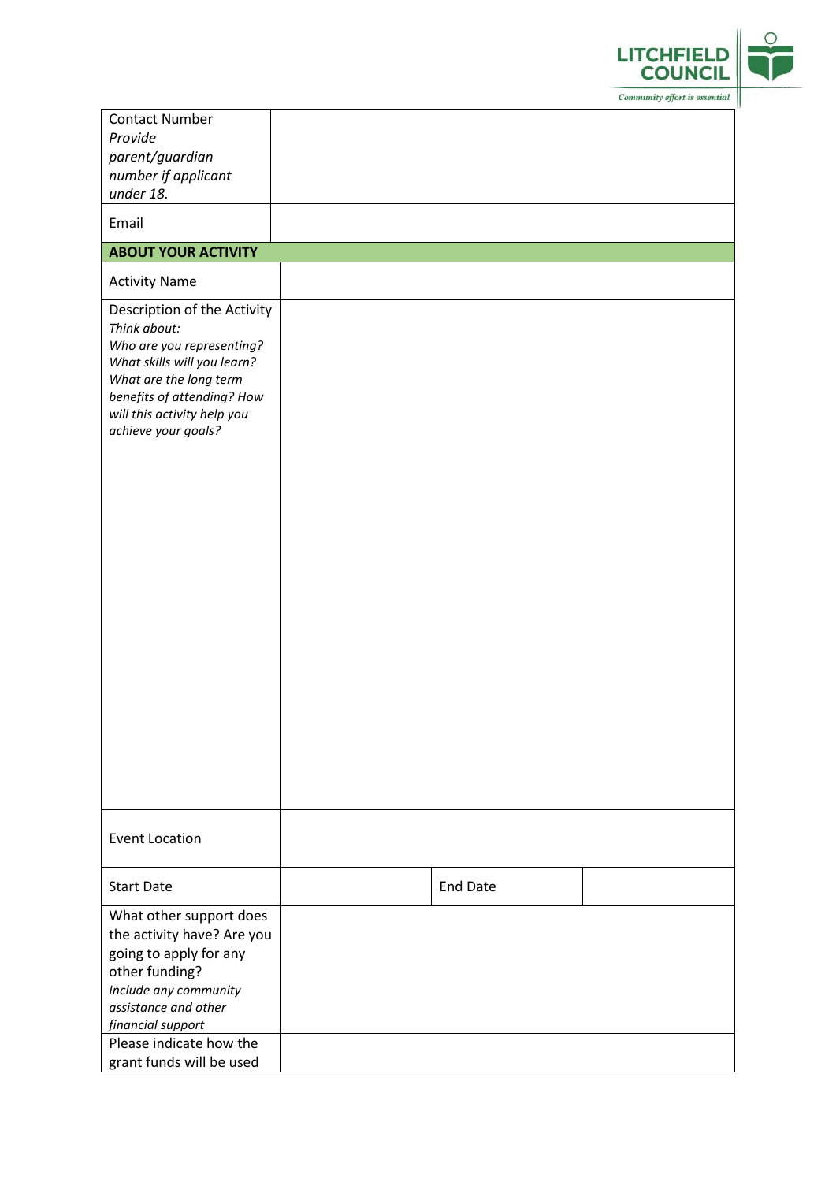| | | | |
|---|---|---|---|
| Contact Number<br>*Provide parent/guardian number if applicant under 18.* | | | |
| Email | | | |
| **ABOUT YOUR ACTIVITY** | | | |
| Activity Name | | | |
| Description of the Activity<br>*Think about:*<br>*Who are you representing? What skills will you learn? What are the long term benefits of attending? How will this activity help you achieve your goals?* | | | |
| Event Location | | | |
| Start Date | | End Date | |
| What other support does the activity have? Are you going to apply for any other funding?<br>*Include any community assistance and other financial support* | | | |
| Please indicate how the grant funds will be used | | | |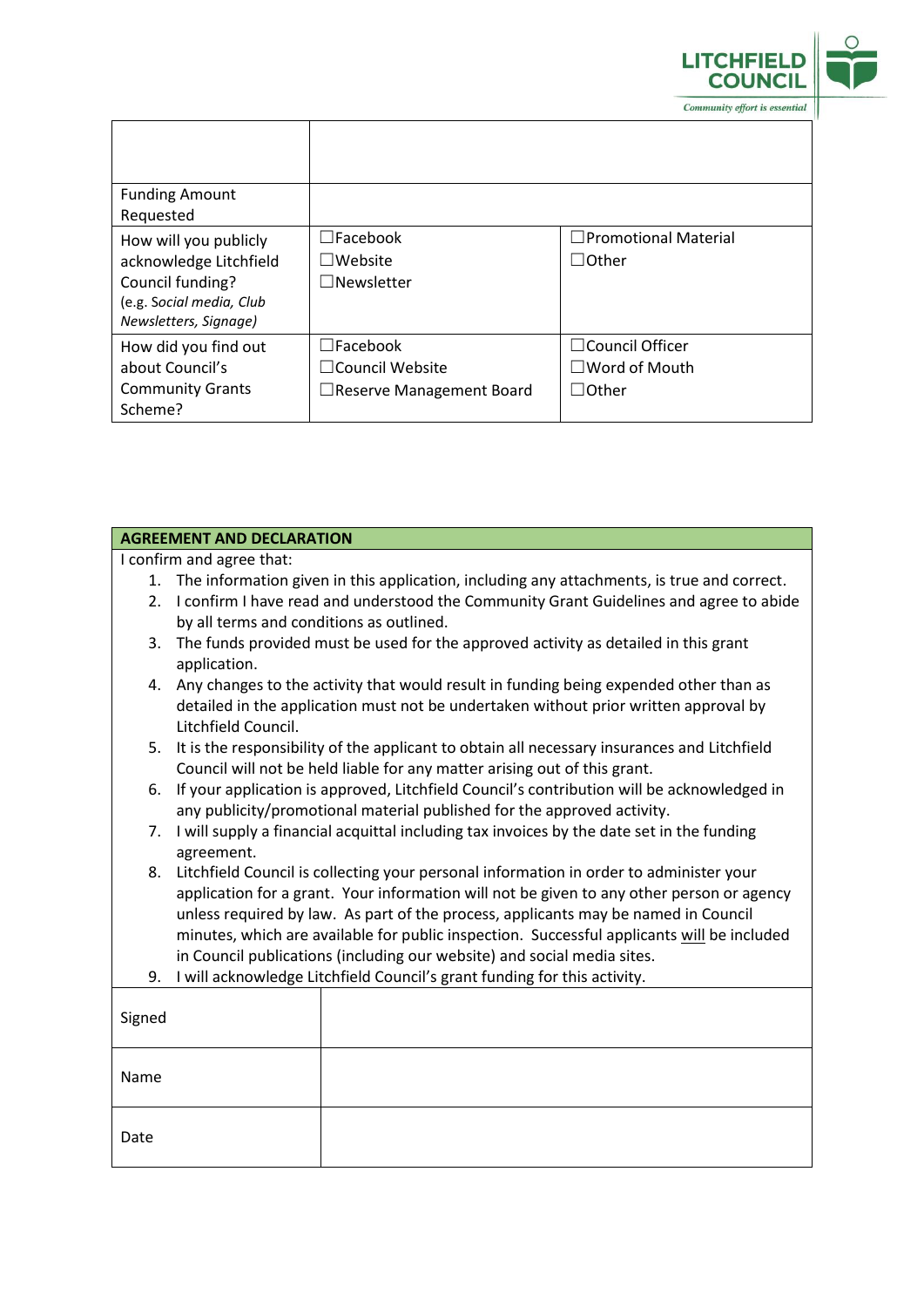| | | |
|---|---|---|
| | | |
| Funding Amount Requested | | |
| How will you publicly acknowledge Litchfield Council funding? (e.g. *Social media, Club Newsletters, Signage)* | ☐Facebook<br>☐Website<br>☐Newsletter | ☐Promotional Material<br>☐Other |
| How did you find out about Council's Community Grants Scheme? | ☐Facebook<br>☐Council Website<br>☐Reserve Management Board | ☐Council Officer<br>☐Word of Mouth<br>☐Other |

**AGREEMENT AND DECLARATION**

I confirm and agree that:

1. The information given in this application, including any attachments, is true and correct.
2. I confirm I have read and understood the Community Grant Guidelines and agree to abide by all terms and conditions as outlined.
3. The funds provided must be used for the approved activity as detailed in this grant application.
4. Any changes to the activity that would result in funding being expended other than as detailed in the application must not be undertaken without prior written approval by Litchfield Council.
5. It is the responsibility of the applicant to obtain all necessary insurances and Litchfield Council will not be held liable for any matter arising out of this grant.
6. If your application is approved, Litchfield Council's contribution will be acknowledged in any publicity/promotional material published for the approved activity.
7. I will supply a financial acquittal including tax invoices by the date set in the funding agreement.
8. Litchfield Council is collecting your personal information in order to administer your application for a grant. Your information will not be given to any other person or agency unless required by law. As part of the process, applicants may be named in Council minutes, which are available for public inspection. Successful applicants will be included in Council publications (including our website) and social media sites.
9. I will acknowledge Litchfield Council's grant funding for this activity.

| | |
|---|---|
| Signed | |
| Name | |
| Date | |